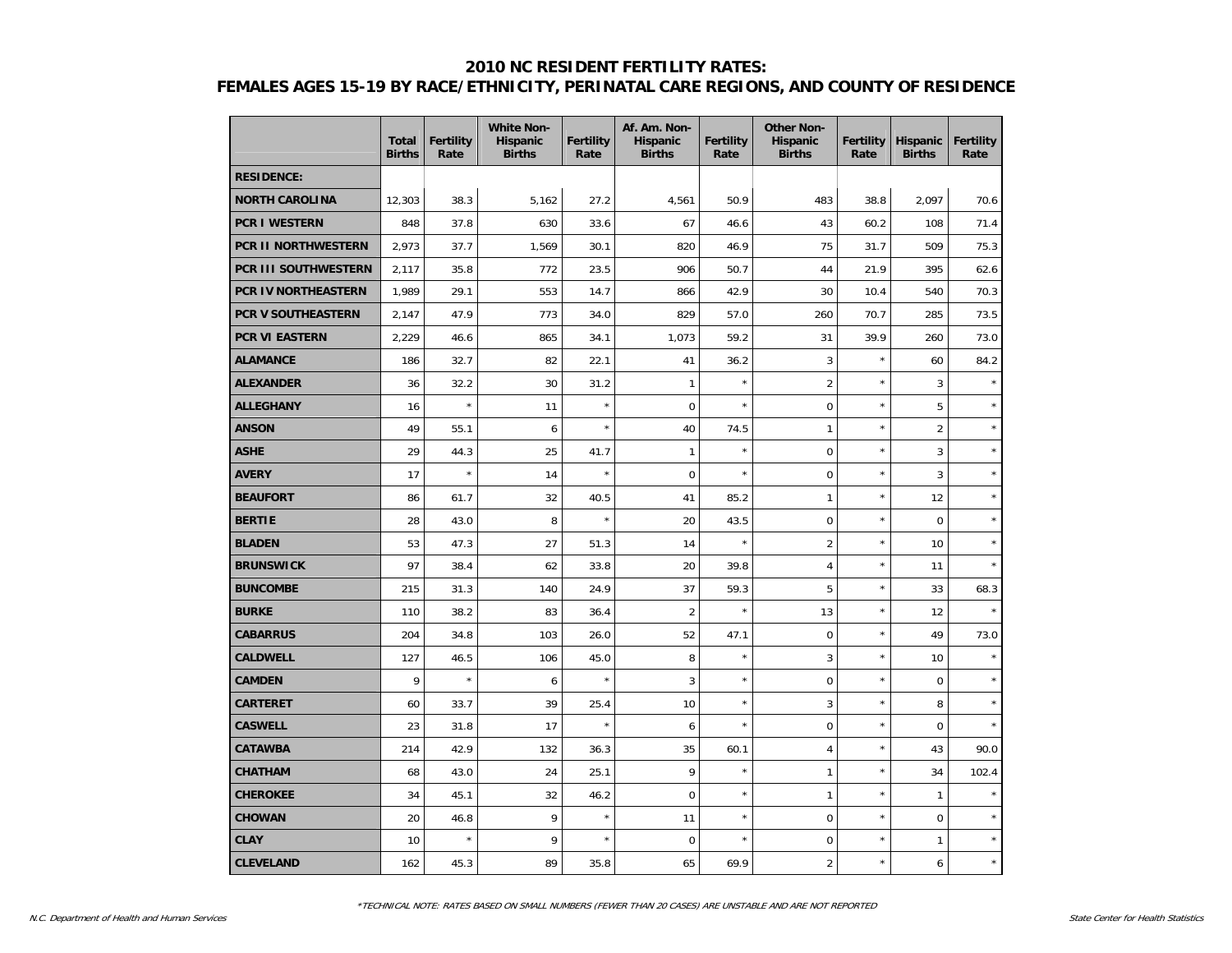# 2010 NC RESIDENT FERTILITY RATES:
## FEMALES AGES 15-19 BY RACE/ETHNICITY, PERINATAL CARE REGIONS, AND COUNTY OF RESIDENCE

| | Total Births | Fertility Rate | White Non-Hispanic Births | Fertility Rate | Af. Am. Non-Hispanic Births | Fertility Rate | Other Non-Hispanic Births | Fertility Rate | Hispanic Births | Fertility Rate |
|---|---|---|---|---|---|---|---|---|---|---|
| **RESIDENCE:** | | | | | | | | | | |
| **NORTH CAROLINA** | 12,303 | 38.3 | 5,162 | 27.2 | 4,561 | 50.9 | 483 | 38.8 | 2,097 | 70.6 |
| **PCR I WESTERN** | 848 | 37.8 | 630 | 33.6 | 67 | 46.6 | 43 | 60.2 | 108 | 71.4 |
| **PCR II NORTHWESTERN** | 2,973 | 37.7 | 1,569 | 30.1 | 820 | 46.9 | 75 | 31.7 | 509 | 75.3 |
| **PCR III SOUTHWESTERN** | 2,117 | 35.8 | 772 | 23.5 | 906 | 50.7 | 44 | 21.9 | 395 | 62.6 |
| **PCR IV NORTHEASTERN** | 1,989 | 29.1 | 553 | 14.7 | 866 | 42.9 | 30 | 10.4 | 540 | 70.3 |
| **PCR V SOUTHEASTERN** | 2,147 | 47.9 | 773 | 34.0 | 829 | 57.0 | 260 | 70.7 | 285 | 73.5 |
| **PCR VI EASTERN** | 2,229 | 46.6 | 865 | 34.1 | 1,073 | 59.2 | 31 | 39.9 | 260 | 73.0 |
| **ALAMANCE** | 186 | 32.7 | 82 | 22.1 | 41 | 36.2 | 3 | * | 60 | 84.2 |
| **ALEXANDER** | 36 | 32.2 | 30 | 31.2 | 1 | * | 2 | * | 3 | * |
| **ALLEGHANY** | 16 | * | 11 | * | 0 | * | 0 | * | 5 | * |
| **ANSON** | 49 | 55.1 | 6 | * | 40 | 74.5 | 1 | * | 2 | * |
| **ASHE** | 29 | 44.3 | 25 | 41.7 | 1 | * | 0 | * | 3 | * |
| **AVERY** | 17 | * | 14 | * | 0 | * | 0 | * | 3 | * |
| **BEAUFORT** | 86 | 61.7 | 32 | 40.5 | 41 | 85.2 | 1 | * | 12 | * |
| **BERTIE** | 28 | 43.0 | 8 | * | 20 | 43.5 | 0 | * | 0 | * |
| **BLADEN** | 53 | 47.3 | 27 | 51.3 | 14 | * | 2 | * | 10 | * |
| **BRUNSWICK** | 97 | 38.4 | 62 | 33.8 | 20 | 39.8 | 4 | * | 11 | * |
| **BUNCOMBE** | 215 | 31.3 | 140 | 24.9 | 37 | 59.3 | 5 | * | 33 | 68.3 |
| **BURKE** | 110 | 38.2 | 83 | 36.4 | 2 | * | 13 | * | 12 | * |
| **CABARRUS** | 204 | 34.8 | 103 | 26.0 | 52 | 47.1 | 0 | * | 49 | 73.0 |
| **CALDWELL** | 127 | 46.5 | 106 | 45.0 | 8 | * | 3 | * | 10 | * |
| **CAMDEN** | 9 | * | 6 | * | 3 | * | 0 | * | 0 | * |
| **CARTERET** | 60 | 33.7 | 39 | 25.4 | 10 | * | 3 | * | 8 | * |
| **CASWELL** | 23 | 31.8 | 17 | * | 6 | * | 0 | * | 0 | * |
| **CATAWBA** | 214 | 42.9 | 132 | 36.3 | 35 | 60.1 | 4 | * | 43 | 90.0 |
| **CHATHAM** | 68 | 43.0 | 24 | 25.1 | 9 | * | 1 | * | 34 | 102.4 |
| **CHEROKEE** | 34 | 45.1 | 32 | 46.2 | 0 | * | 1 | * | 1 | * |
| **CHOWAN** | 20 | 46.8 | 9 | * | 11 | * | 0 | * | 0 | * |
| **CLAY** | 10 | * | 9 | * | 0 | * | 0 | * | 1 | * |
| **CLEVELAND** | 162 | 45.3 | 89 | 35.8 | 65 | 69.9 | 2 | * | 6 | * |

*TECHNICAL NOTE: RATES BASED ON SMALL NUMBERS (FEWER THAN 20 CASES) ARE UNSTABLE AND ARE NOT REPORTED

N.C. Department of Health and Human Services

State Center for Health Statistics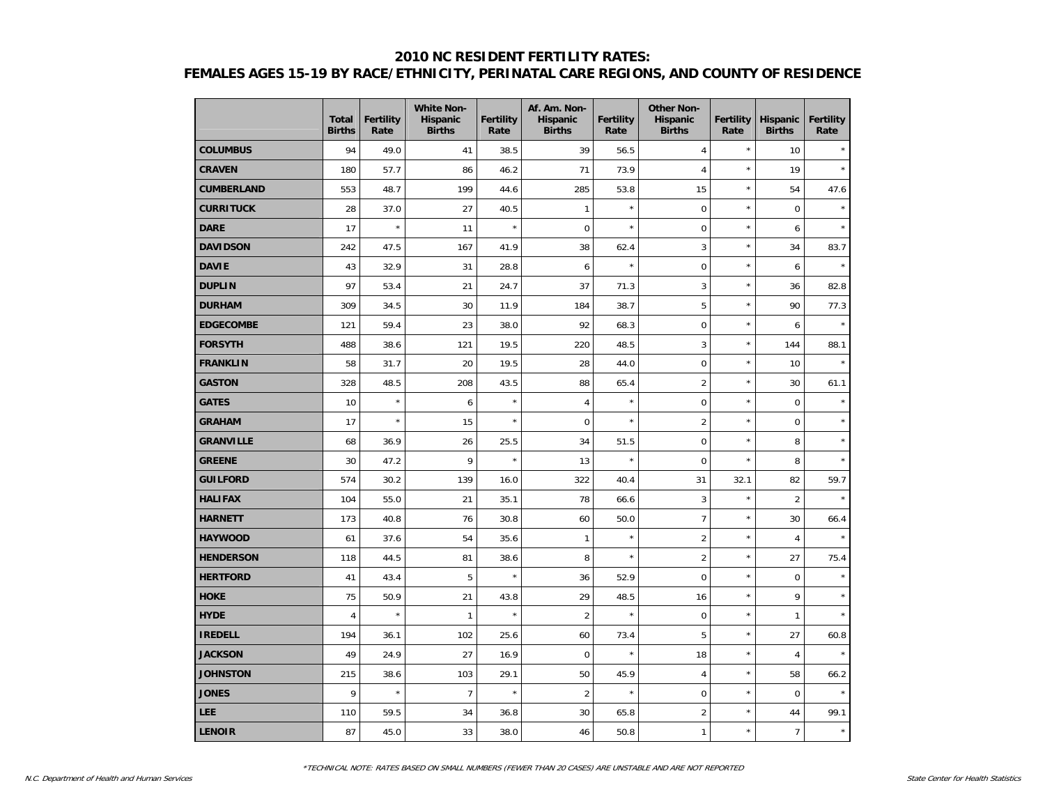# 2010 NC RESIDENT FERTILITY RATES:
## FEMALES AGES 15-19 BY RACE/ETHNICITY, PERINATAL CARE REGIONS, AND COUNTY OF RESIDENCE

| | Total Births | Fertility Rate | White Non-Hispanic Births | Fertility Rate | Af. Am. Non-Hispanic Births | Fertility Rate | Other Non-Hispanic Births | Fertility Rate | Hispanic Births | Fertility Rate |
|---|---|---|---|---|---|---|---|---|---|---|
| **COLUMBUS** | 94 | 49.0 | 41 | 38.5 | 39 | 56.5 | 4 | * | 10 | * |
| **CRAVEN** | 180 | 57.7 | 86 | 46.2 | 71 | 73.9 | 4 | * | 19 | * |
| **CUMBERLAND** | 553 | 48.7 | 199 | 44.6 | 285 | 53.8 | 15 | * | 54 | 47.6 |
| **CURRITUCK** | 28 | 37.0 | 27 | 40.5 | 1 | * | 0 | * | 0 | * |
| **DARE** | 17 | * | 11 | * | 0 | * | 0 | * | 6 | * |
| **DAVIDSON** | 242 | 47.5 | 167 | 41.9 | 38 | 62.4 | 3 | * | 34 | 83.7 |
| **DAVIE** | 43 | 32.9 | 31 | 28.8 | 6 | * | 0 | * | 6 | * |
| **DUPLIN** | 97 | 53.4 | 21 | 24.7 | 37 | 71.3 | 3 | * | 36 | 82.8 |
| **DURHAM** | 309 | 34.5 | 30 | 11.9 | 184 | 38.7 | 5 | * | 90 | 77.3 |
| **EDGECOMBE** | 121 | 59.4 | 23 | 38.0 | 92 | 68.3 | 0 | * | 6 | * |
| **FORSYTH** | 488 | 38.6 | 121 | 19.5 | 220 | 48.5 | 3 | * | 144 | 88.1 |
| **FRANKLIN** | 58 | 31.7 | 20 | 19.5 | 28 | 44.0 | 0 | * | 10 | * |
| **GASTON** | 328 | 48.5 | 208 | 43.5 | 88 | 65.4 | 2 | * | 30 | 61.1 |
| **GATES** | 10 | * | 6 | * | 4 | * | 0 | * | 0 | * |
| **GRAHAM** | 17 | * | 15 | * | 0 | * | 2 | * | 0 | * |
| **GRANVILLE** | 68 | 36.9 | 26 | 25.5 | 34 | 51.5 | 0 | * | 8 | * |
| **GREENE** | 30 | 47.2 | 9 | * | 13 | * | 0 | * | 8 | * |
| **GUILFORD** | 574 | 30.2 | 139 | 16.0 | 322 | 40.4 | 31 | 32.1 | 82 | 59.7 |
| **HALIFAX** | 104 | 55.0 | 21 | 35.1 | 78 | 66.6 | 3 | * | 2 | * |
| **HARNETT** | 173 | 40.8 | 76 | 30.8 | 60 | 50.0 | 7 | * | 30 | 66.4 |
| **HAYWOOD** | 61 | 37.6 | 54 | 35.6 | 1 | * | 2 | * | 4 | * |
| **HENDERSON** | 118 | 44.5 | 81 | 38.6 | 8 | * | 2 | * | 27 | 75.4 |
| **HERTFORD** | 41 | 43.4 | 5 | * | 36 | 52.9 | 0 | * | 0 | * |
| **HOKE** | 75 | 50.9 | 21 | 43.8 | 29 | 48.5 | 16 | * | 9 | * |
| **HYDE** | 4 | * | 1 | * | 2 | * | 0 | * | 1 | * |
| **IREDELL** | 194 | 36.1 | 102 | 25.6 | 60 | 73.4 | 5 | * | 27 | 60.8 |
| **JACKSON** | 49 | 24.9 | 27 | 16.9 | 0 | * | 18 | * | 4 | * |
| **JOHNSTON** | 215 | 38.6 | 103 | 29.1 | 50 | 45.9 | 4 | * | 58 | 66.2 |
| **JONES** | 9 | * | 7 | * | 2 | * | 0 | * | 0 | * |
| **LEE** | 110 | 59.5 | 34 | 36.8 | 30 | 65.8 | 2 | * | 44 | 99.1 |
| **LENOIR** | 87 | 45.0 | 33 | 38.0 | 46 | 50.8 | 1 | * | 7 | * |

*TECHNICAL NOTE: RATES BASED ON SMALL NUMBERS (FEWER THAN 20 CASES) ARE UNSTABLE AND ARE NOT REPORTED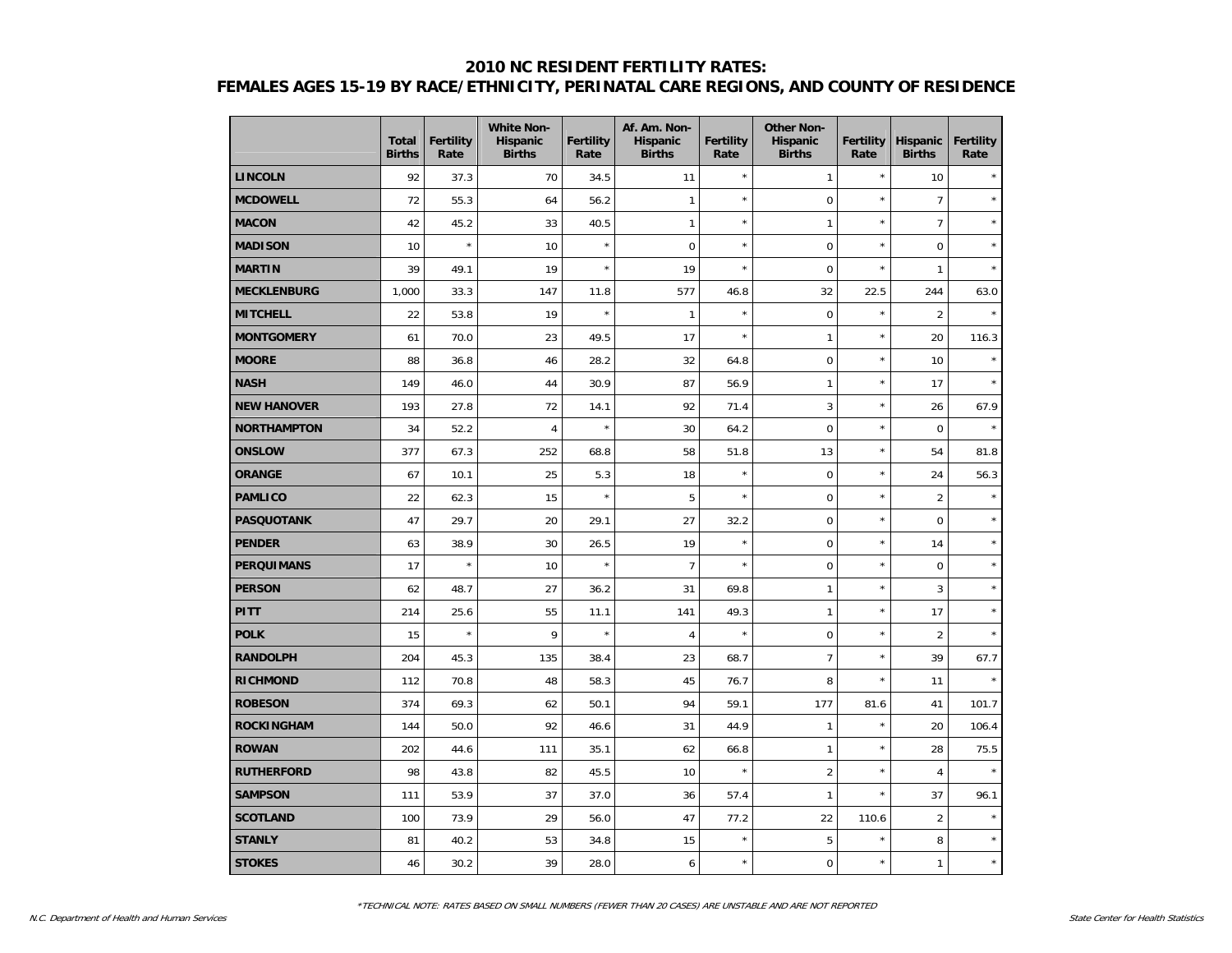## 2010 NC RESIDENT FERTILITY RATES:
## FEMALES AGES 15-19 BY RACE/ETHNICITY, PERINATAL CARE REGIONS, AND COUNTY OF RESIDENCE

| | Total Births | Fertility Rate | White Non-Hispanic Births | Fertility Rate | Af. Am. Non-Hispanic Births | Fertility Rate | Other Non-Hispanic Births | Fertility Rate | Hispanic Births | Fertility Rate |
|---|---|---|---|---|---|---|---|---|---|---|
| **LINCOLN** | 92 | 37.3 | 70 | 34.5 | 11 | * | 1 | * | 10 | * |
| **MCDOWELL** | 72 | 55.3 | 64 | 56.2 | 1 | * | 0 | * | 7 | * |
| **MACON** | 42 | 45.2 | 33 | 40.5 | 1 | * | 1 | * | 7 | * |
| **MADISON** | 10 | * | 10 | * | 0 | * | 0 | * | 0 | * |
| **MARTIN** | 39 | 49.1 | 19 | * | 19 | * | 0 | * | 1 | * |
| **MECKLENBURG** | 1,000 | 33.3 | 147 | 11.8 | 577 | 46.8 | 32 | 22.5 | 244 | 63.0 |
| **MITCHELL** | 22 | 53.8 | 19 | * | 1 | * | 0 | * | 2 | * |
| **MONTGOMERY** | 61 | 70.0 | 23 | 49.5 | 17 | * | 1 | * | 20 | 116.3 |
| **MOORE** | 88 | 36.8 | 46 | 28.2 | 32 | 64.8 | 0 | * | 10 | * |
| **NASH** | 149 | 46.0 | 44 | 30.9 | 87 | 56.9 | 1 | * | 17 | * |
| **NEW HANOVER** | 193 | 27.8 | 72 | 14.1 | 92 | 71.4 | 3 | * | 26 | 67.9 |
| **NORTHAMPTON** | 34 | 52.2 | 4 | * | 30 | 64.2 | 0 | * | 0 | * |
| **ONSLOW** | 377 | 67.3 | 252 | 68.8 | 58 | 51.8 | 13 | * | 54 | 81.8 |
| **ORANGE** | 67 | 10.1 | 25 | 5.3 | 18 | * | 0 | * | 24 | 56.3 |
| **PAMLICO** | 22 | 62.3 | 15 | * | 5 | * | 0 | * | 2 | * |
| **PASQUOTANK** | 47 | 29.7 | 20 | 29.1 | 27 | 32.2 | 0 | * | 0 | * |
| **PENDER** | 63 | 38.9 | 30 | 26.5 | 19 | * | 0 | * | 14 | * |
| **PERQUIMANS** | 17 | * | 10 | * | 7 | * | 0 | * | 0 | * |
| **PERSON** | 62 | 48.7 | 27 | 36.2 | 31 | 69.8 | 1 | * | 3 | * |
| **PITT** | 214 | 25.6 | 55 | 11.1 | 141 | 49.3 | 1 | * | 17 | * |
| **POLK** | 15 | * | 9 | * | 4 | * | 0 | * | 2 | * |
| **RANDOLPH** | 204 | 45.3 | 135 | 38.4 | 23 | 68.7 | 7 | * | 39 | 67.7 |
| **RICHMOND** | 112 | 70.8 | 48 | 58.3 | 45 | 76.7 | 8 | * | 11 | * |
| **ROBESON** | 374 | 69.3 | 62 | 50.1 | 94 | 59.1 | 177 | 81.6 | 41 | 101.7 |
| **ROCKINGHAM** | 144 | 50.0 | 92 | 46.6 | 31 | 44.9 | 1 | * | 20 | 106.4 |
| **ROWAN** | 202 | 44.6 | 111 | 35.1 | 62 | 66.8 | 1 | * | 28 | 75.5 |
| **RUTHERFORD** | 98 | 43.8 | 82 | 45.5 | 10 | * | 2 | * | 4 | * |
| **SAMPSON** | 111 | 53.9 | 37 | 37.0 | 36 | 57.4 | 1 | * | 37 | 96.1 |
| **SCOTLAND** | 100 | 73.9 | 29 | 56.0 | 47 | 77.2 | 22 | 110.6 | 2 | * |
| **STANLY** | 81 | 40.2 | 53 | 34.8 | 15 | * | 5 | * | 8 | * |
| **STOKES** | 46 | 30.2 | 39 | 28.0 | 6 | * | 0 | * | 1 | * |

*TECHNICAL NOTE: RATES BASED ON SMALL NUMBERS (FEWER THAN 20 CASES) ARE UNSTABLE AND ARE NOT REPORTED

N.C. Department of Health and Human Services

State Center for Health Statistics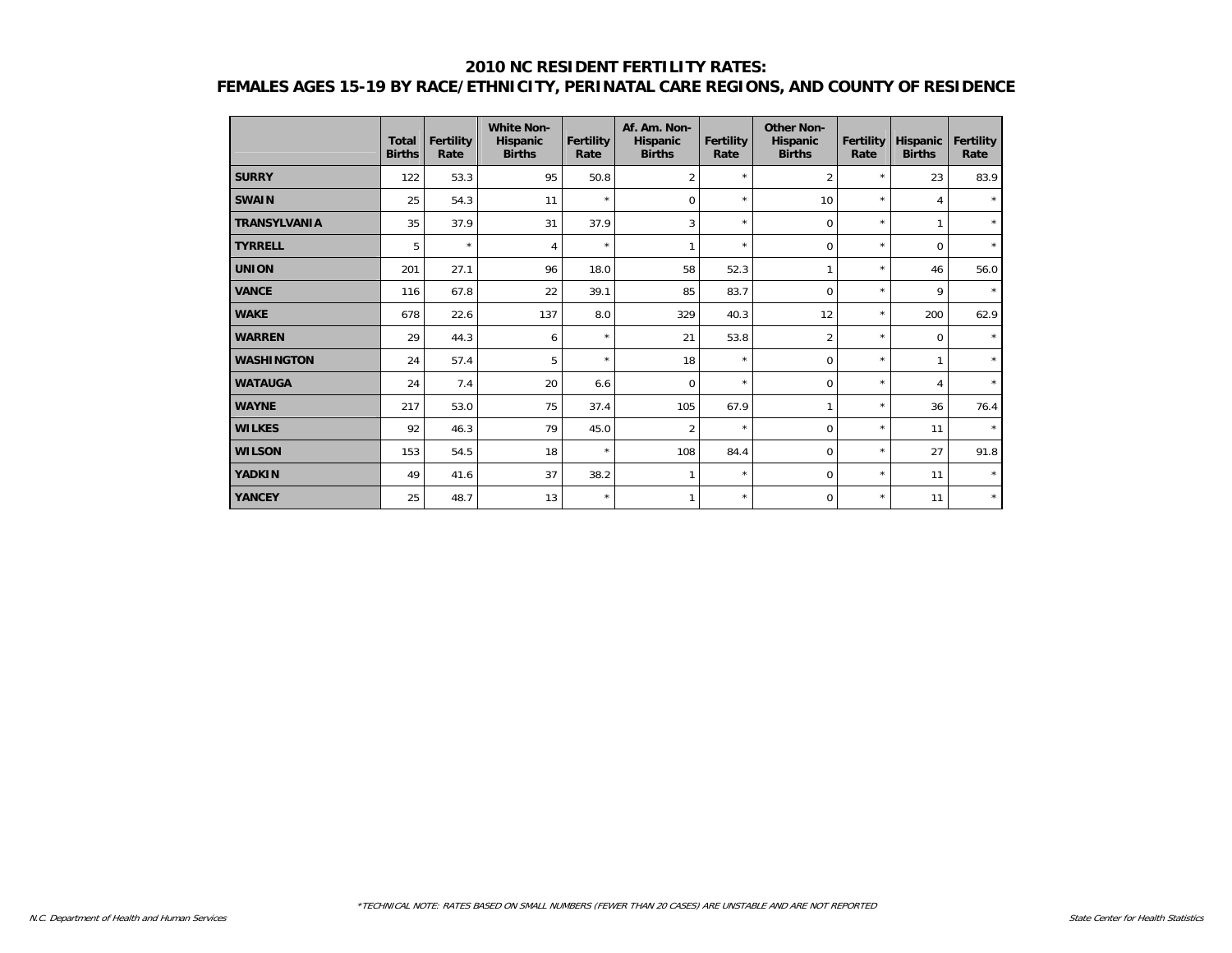## 2010 NC RESIDENT FERTILITY RATES:
## FEMALES AGES 15-19 BY RACE/ETHNICITY, PERINATAL CARE REGIONS, AND COUNTY OF RESIDENCE

| | Total Births | Fertility Rate | White Non-Hispanic Births | Fertility Rate | Af. Am. Non-Hispanic Births | Fertility Rate | Other Non-Hispanic Births | Fertility Rate | Hispanic Births | Fertility Rate |
|---|---|---|---|---|---|---|---|---|---|---|
| **SURRY** | 122 | 53.3 | 95 | 50.8 | 2 | * | 2 | * | 23 | 83.9 |
| **SWAIN** | 25 | 54.3 | 11 | * | 0 | * | 10 | * | 4 | * |
| **TRANSYLVANIA** | 35 | 37.9 | 31 | 37.9 | 3 | * | 0 | * | 1 | * |
| **TYRRELL** | 5 | * | 4 | * | 1 | * | 0 | * | 0 | * |
| **UNION** | 201 | 27.1 | 96 | 18.0 | 58 | 52.3 | 1 | * | 46 | 56.0 |
| **VANCE** | 116 | 67.8 | 22 | 39.1 | 85 | 83.7 | 0 | * | 9 | * |
| **WAKE** | 678 | 22.6 | 137 | 8.0 | 329 | 40.3 | 12 | * | 200 | 62.9 |
| **WARREN** | 29 | 44.3 | 6 | * | 21 | 53.8 | 2 | * | 0 | * |
| **WASHINGTON** | 24 | 57.4 | 5 | * | 18 | * | 0 | * | 1 | * |
| **WATAUGA** | 24 | 7.4 | 20 | 6.6 | 0 | * | 0 | * | 4 | * |
| **WAYNE** | 217 | 53.0 | 75 | 37.4 | 105 | 67.9 | 1 | * | 36 | 76.4 |
| **WILKES** | 92 | 46.3 | 79 | 45.0 | 2 | * | 0 | * | 11 | * |
| **WILSON** | 153 | 54.5 | 18 | * | 108 | 84.4 | 0 | * | 27 | 91.8 |
| **YADKIN** | 49 | 41.6 | 37 | 38.2 | 1 | * | 0 | * | 11 | * |
| **YANCEY** | 25 | 48.7 | 13 | * | 1 | * | 0 | * | 11 | * |

*TECHNICAL NOTE: RATES BASED ON SMALL NUMBERS (FEWER THAN 20 CASES) ARE UNSTABLE AND ARE NOT REPORTED